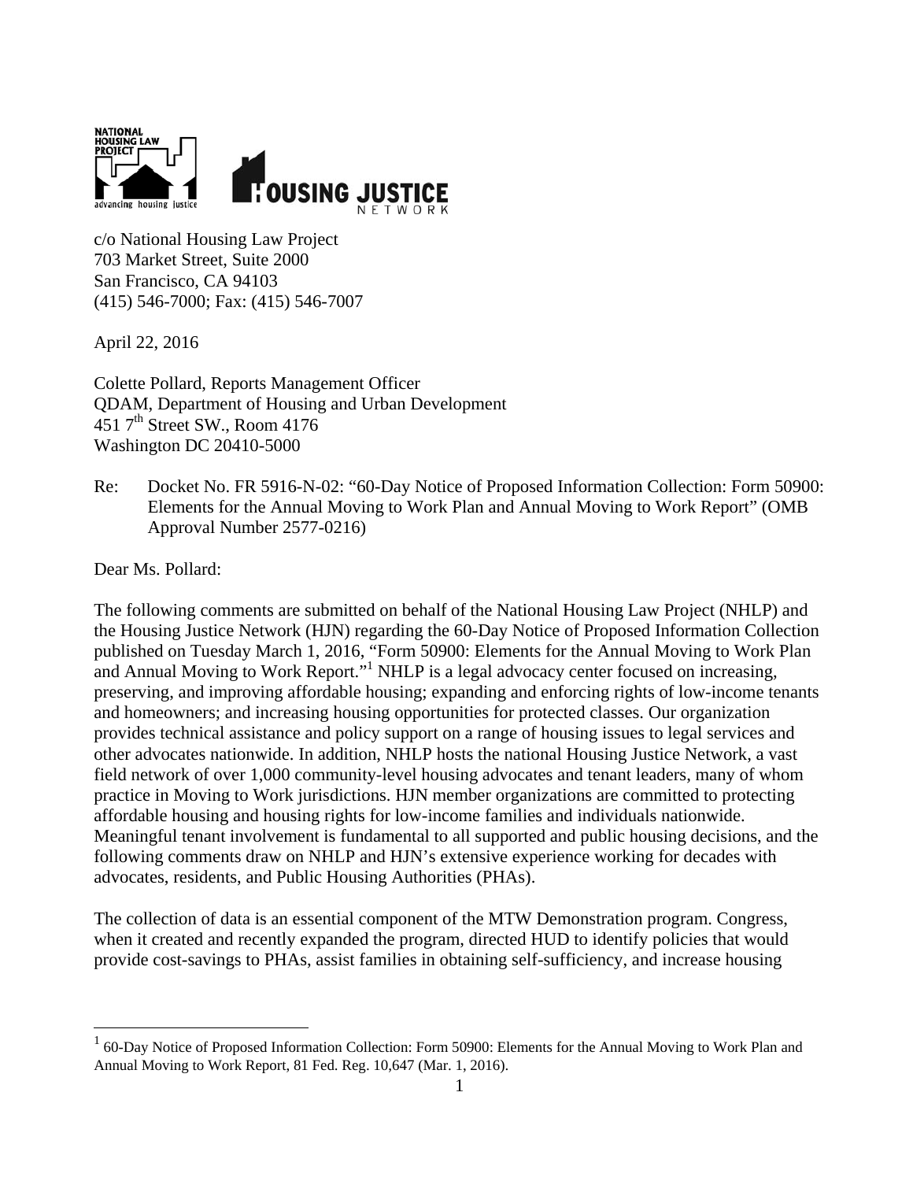c/o National Housing Law Project
703 Market Street, Suite 2000
San Francisco, CA 94103
(415) 546-7000; Fax: (415) 546-7007

April 22, 2016

Colette Pollard, Reports Management Officer
QDAM, Department of Housing and Urban Development
451 7th Street SW., Room 4176
Washington DC 20410-5000

Re: Docket No. FR 5916-N-02: "60-Day Notice of Proposed Information Collection: Form 50900: Elements for the Annual Moving to Work Plan and Annual Moving to Work Report" (OMB Approval Number 2577-0216)

Dear Ms. Pollard:

The following comments are submitted on behalf of the National Housing Law Project (NHLP) and the Housing Justice Network (HJN) regarding the 60-Day Notice of Proposed Information Collection published on Tuesday March 1, 2016, "Form 50900: Elements for the Annual Moving to Work Plan and Annual Moving to Work Report."[1] NHLP is a legal advocacy center focused on increasing, preserving, and improving affordable housing; expanding and enforcing rights of low-income tenants and homeowners; and increasing housing opportunities for protected classes. Our organization provides technical assistance and policy support on a range of housing issues to legal services and other advocates nationwide. In addition, NHLP hosts the national Housing Justice Network, a vast field network of over 1,000 community-level housing advocates and tenant leaders, many of whom practice in Moving to Work jurisdictions. HJN member organizations are committed to protecting affordable housing and housing rights for low-income families and individuals nationwide. Meaningful tenant involvement is fundamental to all supported and public housing decisions, and the following comments draw on NHLP and HJN's extensive experience working for decades with advocates, residents, and Public Housing Authorities (PHAs).

The collection of data is an essential component of the MTW Demonstration program. Congress, when it created and recently expanded the program, directed HUD to identify policies that would provide cost-savings to PHAs, assist families in obtaining self-sufficiency, and increase housing

[1] 60-Day Notice of Proposed Information Collection: Form 50900: Elements for the Annual Moving to Work Plan and Annual Moving to Work Report, 81 Fed. Reg. 10,647 (Mar. 1, 2016).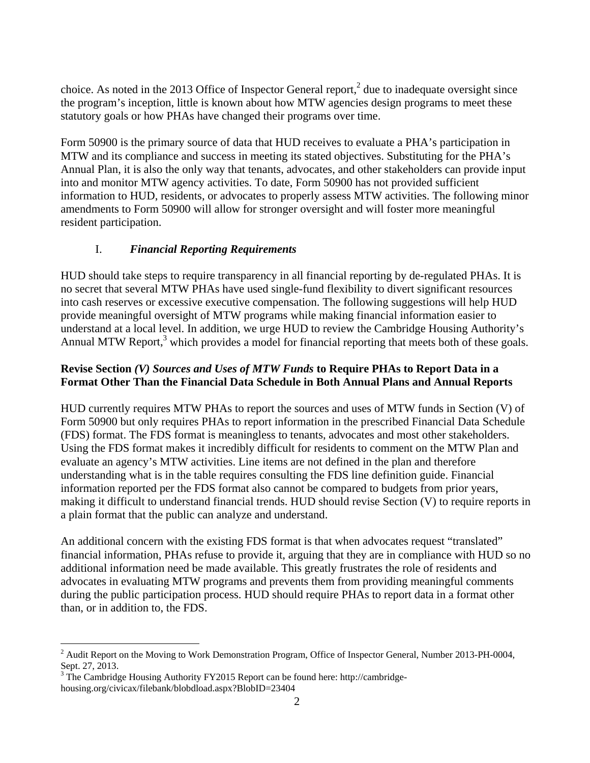choice. As noted in the 2013 Office of Inspector General report,[2] due to inadequate oversight since the program's inception, little is known about how MTW agencies design programs to meet these statutory goals or how PHAs have changed their programs over time.

Form 50900 is the primary source of data that HUD receives to evaluate a PHA's participation in MTW and its compliance and success in meeting its stated objectives. Substituting for the PHA's Annual Plan, it is also the only way that tenants, advocates, and other stakeholders can provide input into and monitor MTW agency activities. To date, Form 50900 has not provided sufficient information to HUD, residents, or advocates to properly assess MTW activities. The following minor amendments to Form 50900 will allow for stronger oversight and will foster more meaningful resident participation.

## I. *Financial Reporting Requirements*

HUD should take steps to require transparency in all financial reporting by de-regulated PHAs. It is no secret that several MTW PHAs have used single-fund flexibility to divert significant resources into cash reserves or excessive executive compensation. The following suggestions will help HUD provide meaningful oversight of MTW programs while making financial information easier to understand at a local level. In addition, we urge HUD to review the Cambridge Housing Authority's Annual MTW Report,[3] which provides a model for financial reporting that meets both of these goals.

### Revise Section *(V) Sources and Uses of MTW Funds* to Require PHAs to Report Data in a Format Other Than the Financial Data Schedule in Both Annual Plans and Annual Reports

HUD currently requires MTW PHAs to report the sources and uses of MTW funds in Section (V) of Form 50900 but only requires PHAs to report information in the prescribed Financial Data Schedule (FDS) format. The FDS format is meaningless to tenants, advocates and most other stakeholders. Using the FDS format makes it incredibly difficult for residents to comment on the MTW Plan and evaluate an agency's MTW activities. Line items are not defined in the plan and therefore understanding what is in the table requires consulting the FDS line definition guide. Financial information reported per the FDS format also cannot be compared to budgets from prior years, making it difficult to understand financial trends. HUD should revise Section (V) to require reports in a plain format that the public can analyze and understand.

An additional concern with the existing FDS format is that when advocates request "translated" financial information, PHAs refuse to provide it, arguing that they are in compliance with HUD so no additional information need be made available. This greatly frustrates the role of residents and advocates in evaluating MTW programs and prevents them from providing meaningful comments during the public participation process. HUD should require PHAs to report data in a format other than, or in addition to, the FDS.

---

[2] Audit Report on the Moving to Work Demonstration Program, Office of Inspector General, Number 2013-PH-0004, Sept. 27, 2013.

[3] The Cambridge Housing Authority FY2015 Report can be found here: http://cambridge-housing.org/civicax/filebank/blobdload.aspx?BlobID=23404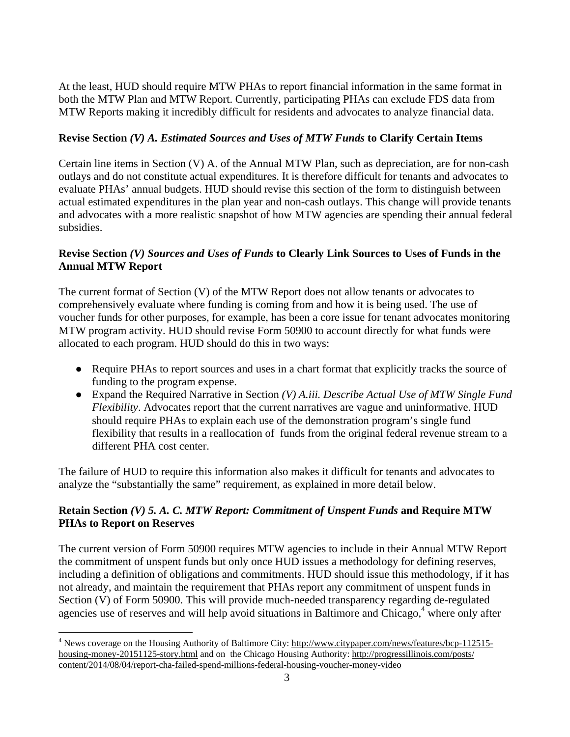At the least, HUD should require MTW PHAs to report financial information in the same format in both the MTW Plan and MTW Report. Currently, participating PHAs can exclude FDS data from MTW Reports making it incredibly difficult for residents and advocates to analyze financial data.

**Revise Section *(V) A. Estimated Sources and Uses of MTW Funds* to Clarify Certain Items**

Certain line items in Section (V) A. of the Annual MTW Plan, such as depreciation, are for non-cash outlays and do not constitute actual expenditures. It is therefore difficult for tenants and advocates to evaluate PHAs' annual budgets. HUD should revise this section of the form to distinguish between actual estimated expenditures in the plan year and non-cash outlays. This change will provide tenants and advocates with a more realistic snapshot of how MTW agencies are spending their annual federal subsidies.

**Revise Section *(V) Sources and Uses of Funds* to Clearly Link Sources to Uses of Funds in the Annual MTW Report**

The current format of Section (V) of the MTW Report does not allow tenants or advocates to comprehensively evaluate where funding is coming from and how it is being used. The use of voucher funds for other purposes, for example, has been a core issue for tenant advocates monitoring MTW program activity. HUD should revise Form 50900 to account directly for what funds were allocated to each program. HUD should do this in two ways:

- Require PHAs to report sources and uses in a chart format that explicitly tracks the source of funding to the program expense.
- Expand the Required Narrative in Section *(V) A.iii. Describe Actual Use of MTW Single Fund Flexibility*. Advocates report that the current narratives are vague and uninformative. HUD should require PHAs to explain each use of the demonstration program's single fund flexibility that results in a reallocation of funds from the original federal revenue stream to a different PHA cost center.

The failure of HUD to require this information also makes it difficult for tenants and advocates to analyze the "substantially the same" requirement, as explained in more detail below.

**Retain Section *(V) 5. A. C. MTW Report: Commitment of Unspent Funds* and Require MTW PHAs to Report on Reserves**

The current version of Form 50900 requires MTW agencies to include in their Annual MTW Report the commitment of unspent funds but only once HUD issues a methodology for defining reserves, including a definition of obligations and commitments. HUD should issue this methodology, if it has not already, and maintain the requirement that PHAs report any commitment of unspent funds in Section (V) of Form 50900. This will provide much-needed transparency regarding de-regulated agencies use of reserves and will help avoid situations in Baltimore and Chicago,[4] where only after

[4] News coverage on the Housing Authority of Baltimore City: http://www.citypaper.com/news/features/bcp-112515-housing-money-20151125-story.html and on the Chicago Housing Authority: http://progressillinois.com/posts/content/2014/08/04/report-cha-failed-spend-millions-federal-housing-voucher-money-video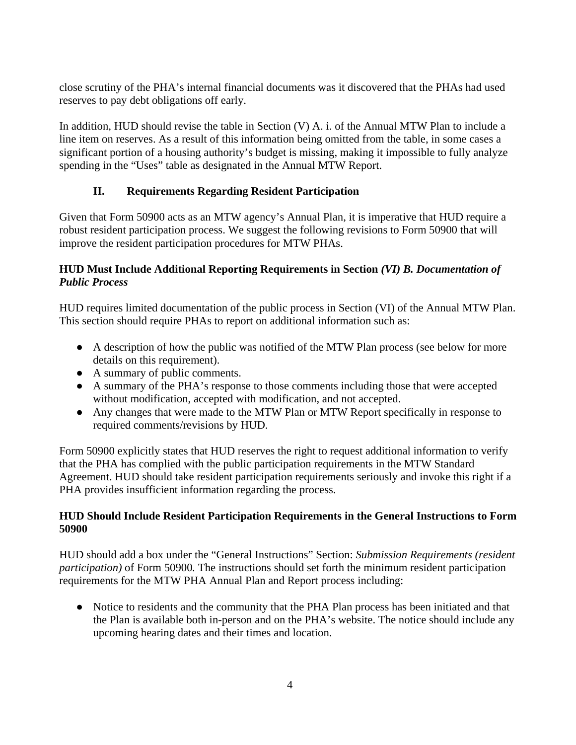close scrutiny of the PHA's internal financial documents was it discovered that the PHAs had used reserves to pay debt obligations off early.

In addition, HUD should revise the table in Section (V) A. i. of the Annual MTW Plan to include a line item on reserves. As a result of this information being omitted from the table, in some cases a significant portion of a housing authority's budget is missing, making it impossible to fully analyze spending in the "Uses" table as designated in the Annual MTW Report.

## II. Requirements Regarding Resident Participation

Given that Form 50900 acts as an MTW agency's Annual Plan, it is imperative that HUD require a robust resident participation process. We suggest the following revisions to Form 50900 that will improve the resident participation procedures for MTW PHAs.

### HUD Must Include Additional Reporting Requirements in Section *(VI) B. Documentation of Public Process*

HUD requires limited documentation of the public process in Section (VI) of the Annual MTW Plan. This section should require PHAs to report on additional information such as:

- A description of how the public was notified of the MTW Plan process (see below for more details on this requirement).
- A summary of public comments.
- A summary of the PHA's response to those comments including those that were accepted without modification, accepted with modification, and not accepted.
- Any changes that were made to the MTW Plan or MTW Report specifically in response to required comments/revisions by HUD.

Form 50900 explicitly states that HUD reserves the right to request additional information to verify that the PHA has complied with the public participation requirements in the MTW Standard Agreement. HUD should take resident participation requirements seriously and invoke this right if a PHA provides insufficient information regarding the process.

### HUD Should Include Resident Participation Requirements in the General Instructions to Form 50900

HUD should add a box under the "General Instructions" Section: *Submission Requirements (resident participation)* of Form 50900. The instructions should set forth the minimum resident participation requirements for the MTW PHA Annual Plan and Report process including:

- Notice to residents and the community that the PHA Plan process has been initiated and that the Plan is available both in-person and on the PHA's website. The notice should include any upcoming hearing dates and their times and location.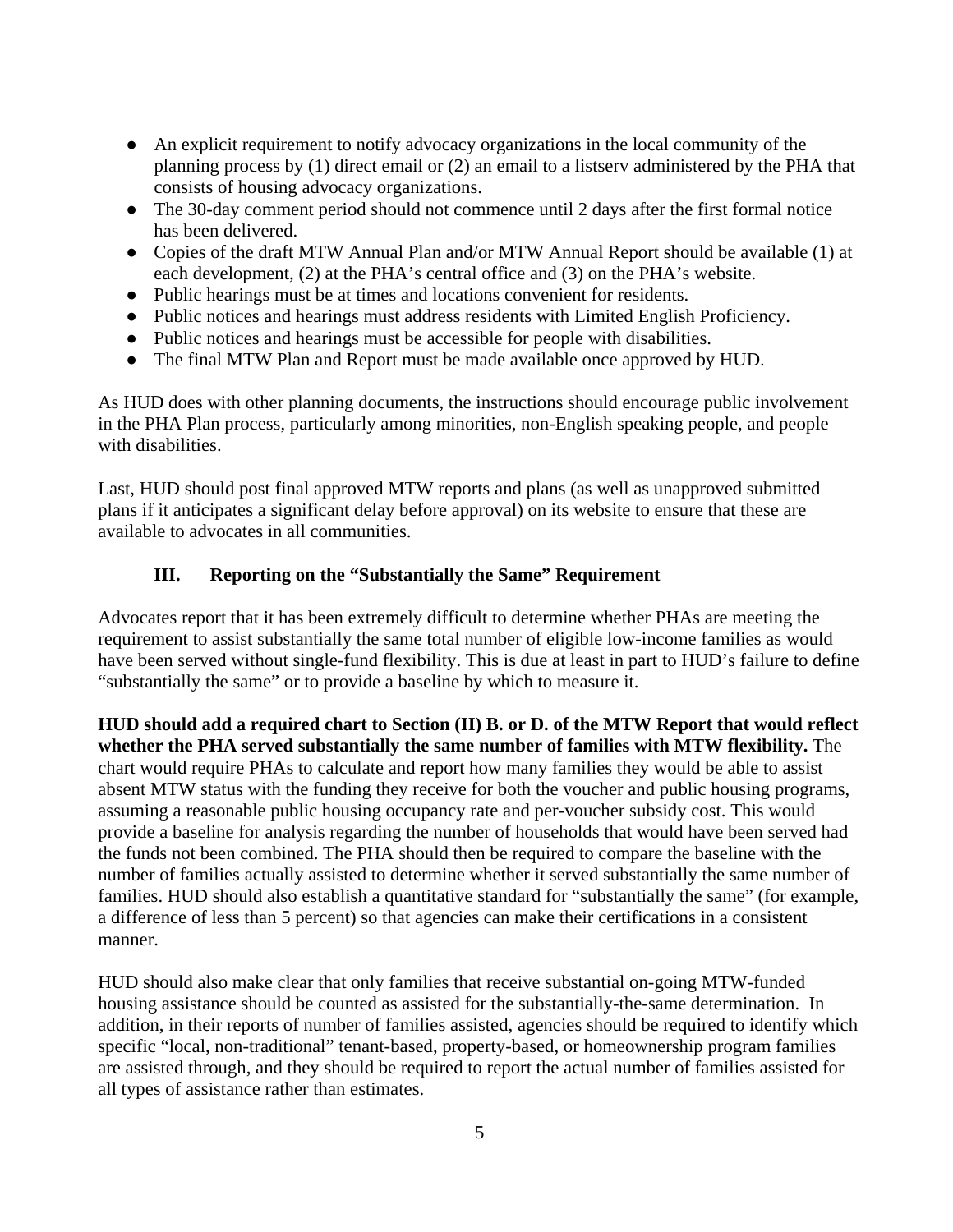- An explicit requirement to notify advocacy organizations in the local community of the planning process by (1) direct email or (2) an email to a listserv administered by the PHA that consists of housing advocacy organizations.
- The 30-day comment period should not commence until 2 days after the first formal notice has been delivered.
- Copies of the draft MTW Annual Plan and/or MTW Annual Report should be available (1) at each development, (2) at the PHA's central office and (3) on the PHA's website.
- Public hearings must be at times and locations convenient for residents.
- Public notices and hearings must address residents with Limited English Proficiency.
- Public notices and hearings must be accessible for people with disabilities.
- The final MTW Plan and Report must be made available once approved by HUD.

As HUD does with other planning documents, the instructions should encourage public involvement in the PHA Plan process, particularly among minorities, non-English speaking people, and people with disabilities.

Last, HUD should post final approved MTW reports and plans (as well as unapproved submitted plans if it anticipates a significant delay before approval) on its website to ensure that these are available to advocates in all communities.

## III. Reporting on the "Substantially the Same" Requirement

Advocates report that it has been extremely difficult to determine whether PHAs are meeting the requirement to assist substantially the same total number of eligible low-income families as would have been served without single-fund flexibility. This is due at least in part to HUD's failure to define "substantially the same" or to provide a baseline by which to measure it.

**HUD should add a required chart to Section (II) B. or D. of the MTW Report that would reflect whether the PHA served substantially the same number of families with MTW flexibility.** The chart would require PHAs to calculate and report how many families they would be able to assist absent MTW status with the funding they receive for both the voucher and public housing programs, assuming a reasonable public housing occupancy rate and per-voucher subsidy cost. This would provide a baseline for analysis regarding the number of households that would have been served had the funds not been combined. The PHA should then be required to compare the baseline with the number of families actually assisted to determine whether it served substantially the same number of families. HUD should also establish a quantitative standard for "substantially the same" (for example, a difference of less than 5 percent) so that agencies can make their certifications in a consistent manner.

HUD should also make clear that only families that receive substantial on-going MTW-funded housing assistance should be counted as assisted for the substantially-the-same determination. In addition, in their reports of number of families assisted, agencies should be required to identify which specific "local, non-traditional" tenant-based, property-based, or homeownership program families are assisted through, and they should be required to report the actual number of families assisted for all types of assistance rather than estimates.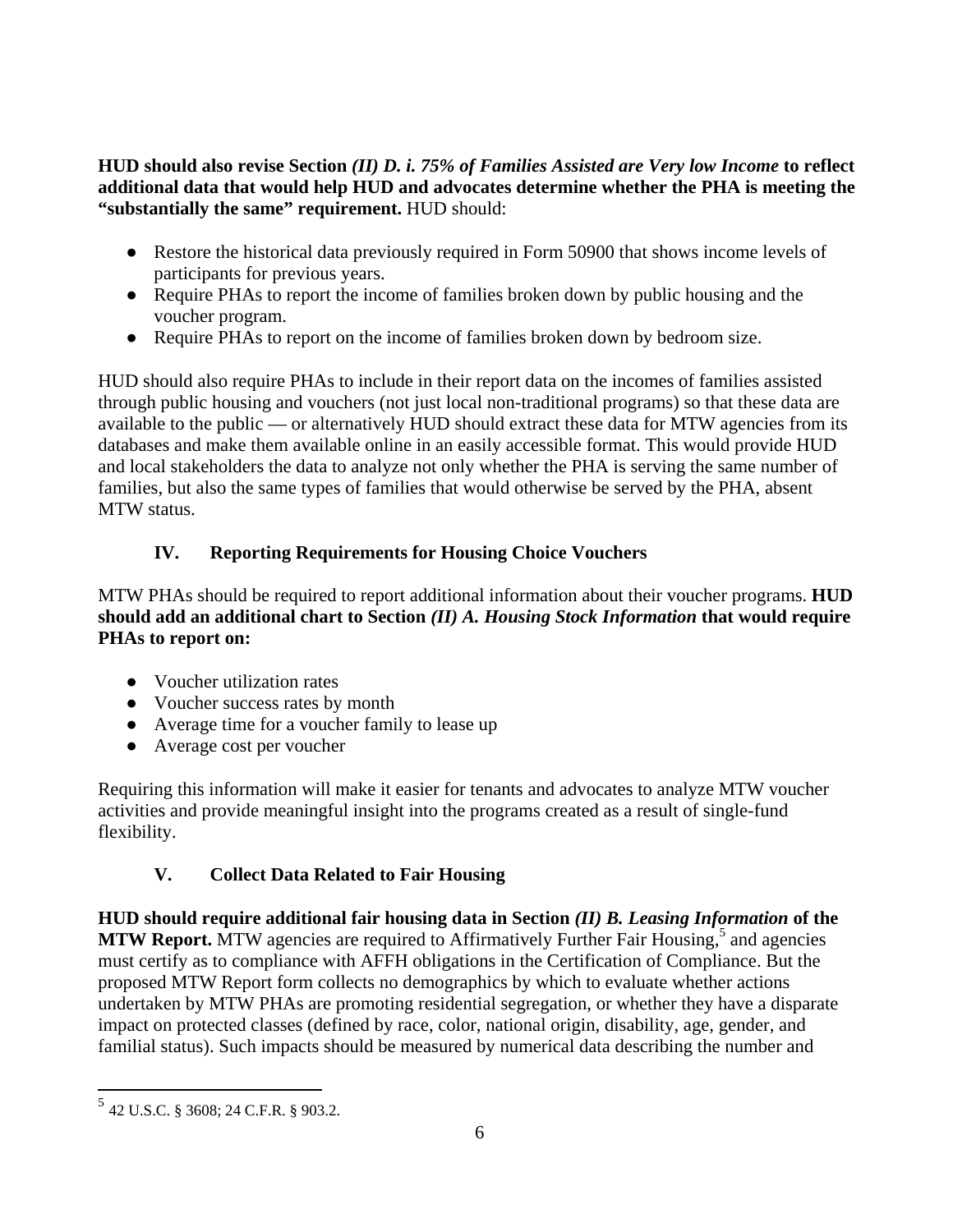**HUD should also revise Section *(II) D. i. 75% of Families Assisted are Very low Income* to reflect additional data that would help HUD and advocates determine whether the PHA is meeting the "substantially the same" requirement.** HUD should:

- Restore the historical data previously required in Form 50900 that shows income levels of participants for previous years.
- Require PHAs to report the income of families broken down by public housing and the voucher program.
- Require PHAs to report on the income of families broken down by bedroom size.

HUD should also require PHAs to include in their report data on the incomes of families assisted through public housing and vouchers (not just local non-traditional programs) so that these data are available to the public — or alternatively HUD should extract these data for MTW agencies from its databases and make them available online in an easily accessible format. This would provide HUD and local stakeholders the data to analyze not only whether the PHA is serving the same number of families, but also the same types of families that would otherwise be served by the PHA, absent MTW status.

## IV. Reporting Requirements for Housing Choice Vouchers

MTW PHAs should be required to report additional information about their voucher programs. **HUD should add an additional chart to Section *(II) A. Housing Stock Information* that would require PHAs to report on:**

- Voucher utilization rates
- Voucher success rates by month
- Average time for a voucher family to lease up
- Average cost per voucher

Requiring this information will make it easier for tenants and advocates to analyze MTW voucher activities and provide meaningful insight into the programs created as a result of single-fund flexibility.

## V. Collect Data Related to Fair Housing

**HUD should require additional fair housing data in Section *(II) B. Leasing Information* of the MTW Report.** MTW agencies are required to Affirmatively Further Fair Housing,[5] and agencies must certify as to compliance with AFFH obligations in the Certification of Compliance. But the proposed MTW Report form collects no demographics by which to evaluate whether actions undertaken by MTW PHAs are promoting residential segregation, or whether they have a disparate impact on protected classes (defined by race, color, national origin, disability, age, gender, and familial status). Such impacts should be measured by numerical data describing the number and

[5] 42 U.S.C. § 3608; 24 C.F.R. § 903.2.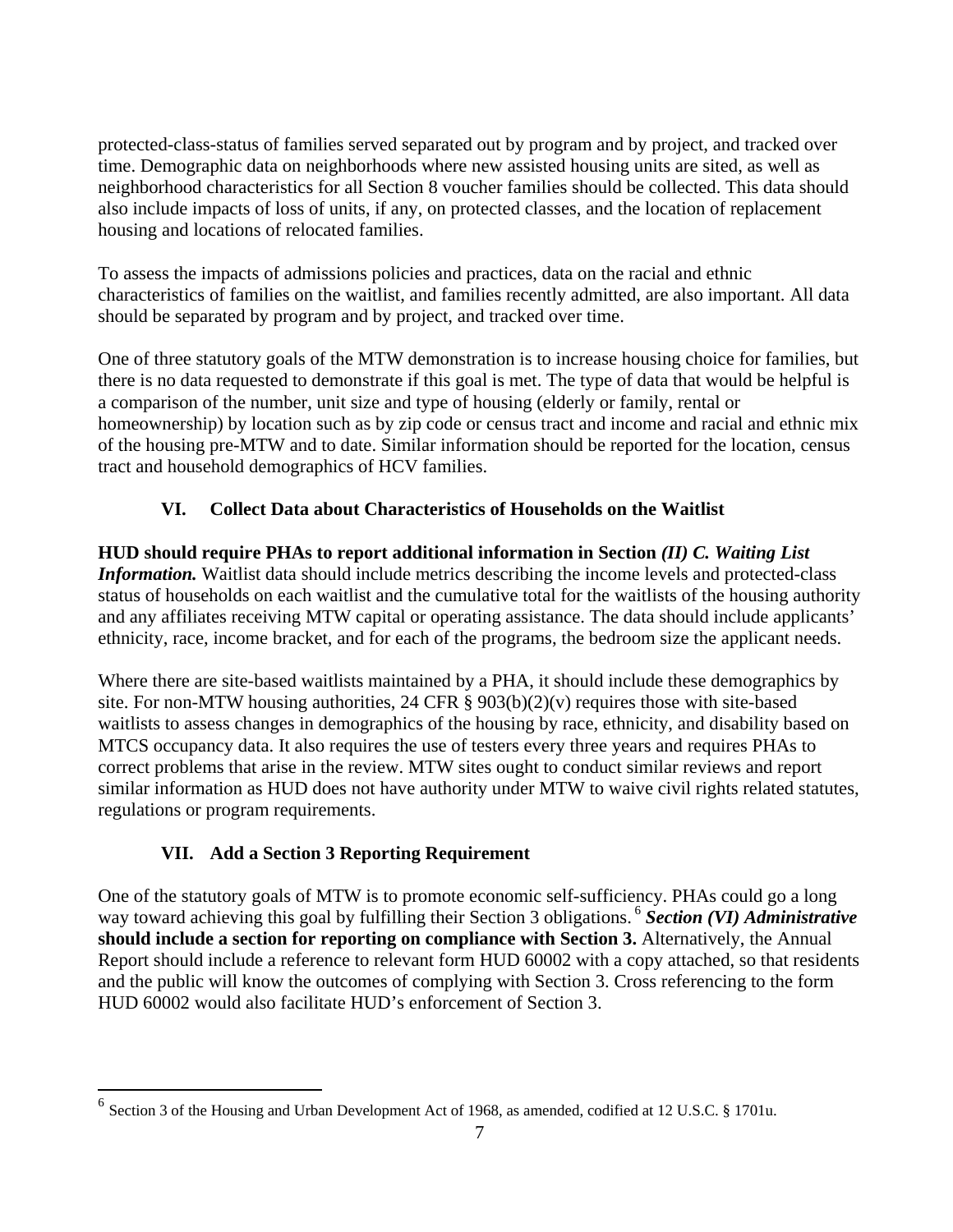protected-class-status of families served separated out by program and by project, and tracked over time. Demographic data on neighborhoods where new assisted housing units are sited, as well as neighborhood characteristics for all Section 8 voucher families should be collected. This data should also include impacts of loss of units, if any, on protected classes, and the location of replacement housing and locations of relocated families.

To assess the impacts of admissions policies and practices, data on the racial and ethnic characteristics of families on the waitlist, and families recently admitted, are also important. All data should be separated by program and by project, and tracked over time.

One of three statutory goals of the MTW demonstration is to increase housing choice for families, but there is no data requested to demonstrate if this goal is met. The type of data that would be helpful is a comparison of the number, unit size and type of housing (elderly or family, rental or homeownership) by location such as by zip code or census tract and income and racial and ethnic mix of the housing pre-MTW and to date. Similar information should be reported for the location, census tract and household demographics of HCV families.

## VI. Collect Data about Characteristics of Households on the Waitlist

**HUD should require PHAs to report additional information in Section *(II) C. Waiting List Information.*** Waitlist data should include metrics describing the income levels and protected-class status of households on each waitlist and the cumulative total for the waitlists of the housing authority and any affiliates receiving MTW capital or operating assistance. The data should include applicants' ethnicity, race, income bracket, and for each of the programs, the bedroom size the applicant needs.

Where there are site-based waitlists maintained by a PHA, it should include these demographics by site. For non-MTW housing authorities, 24 CFR § 903(b)(2)(v) requires those with site-based waitlists to assess changes in demographics of the housing by race, ethnicity, and disability based on MTCS occupancy data. It also requires the use of testers every three years and requires PHAs to correct problems that arise in the review. MTW sites ought to conduct similar reviews and report similar information as HUD does not have authority under MTW to waive civil rights related statutes, regulations or program requirements.

## VII. Add a Section 3 Reporting Requirement

One of the statutory goals of MTW is to promote economic self-sufficiency. PHAs could go a long way toward achieving this goal by fulfilling their Section 3 obligations.[6] ***Section (VI) Administrative* should include a section for reporting on compliance with Section 3.** Alternatively, the Annual Report should include a reference to relevant form HUD 60002 with a copy attached, so that residents and the public will know the outcomes of complying with Section 3. Cross referencing to the form HUD 60002 would also facilitate HUD's enforcement of Section 3.

---

[6] Section 3 of the Housing and Urban Development Act of 1968, as amended, codified at 12 U.S.C. § 1701u.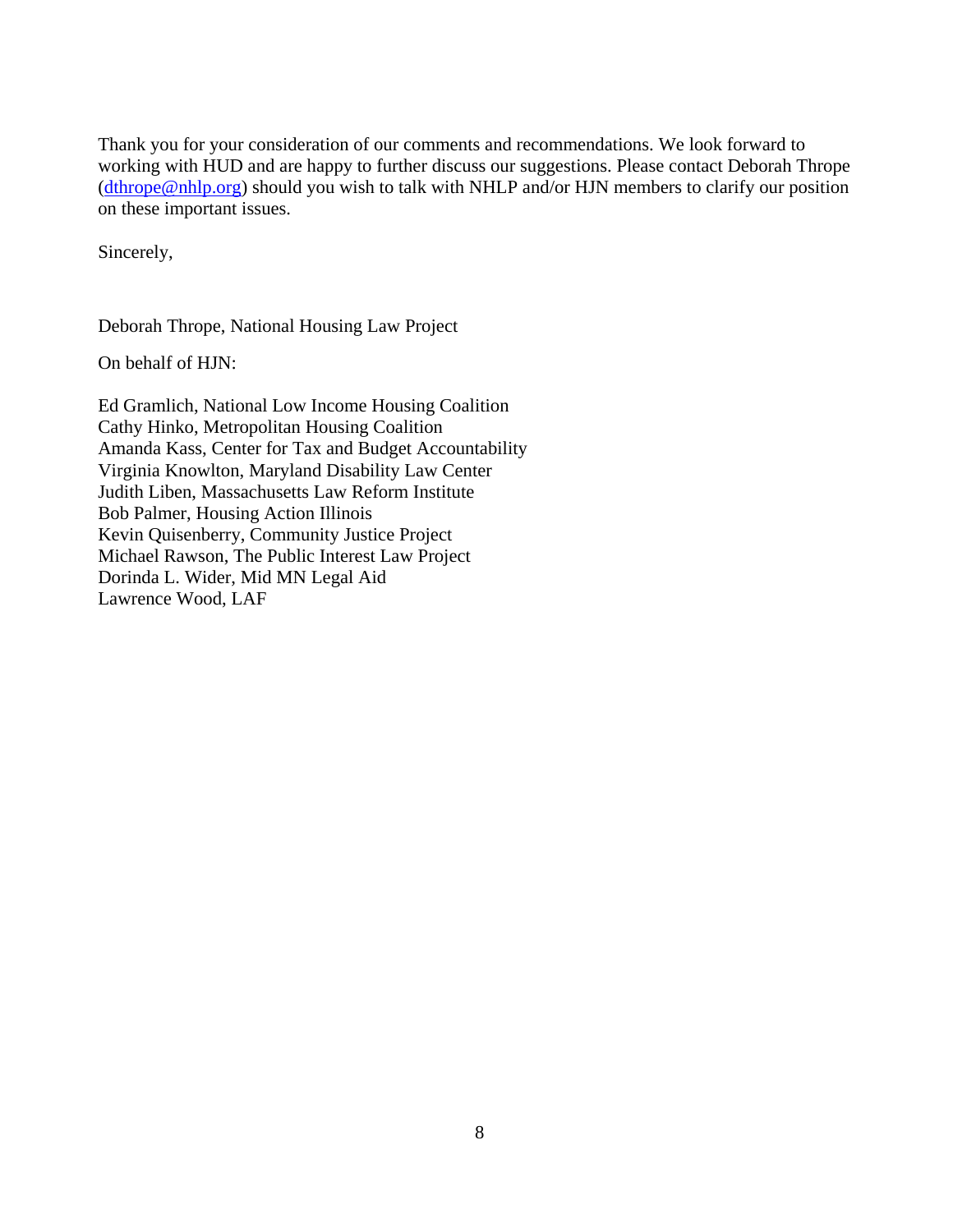Thank you for your consideration of our comments and recommendations. We look forward to working with HUD and are happy to further discuss our suggestions. Please contact Deborah Thrope (dthrope@nhlp.org) should you wish to talk with NHLP and/or HJN members to clarify our position on these important issues.

Sincerely,

Deborah Thrope, National Housing Law Project

On behalf of HJN:

Ed Gramlich, National Low Income Housing Coalition
Cathy Hinko, Metropolitan Housing Coalition
Amanda Kass, Center for Tax and Budget Accountability
Virginia Knowlton, Maryland Disability Law Center
Judith Liben, Massachusetts Law Reform Institute
Bob Palmer, Housing Action Illinois
Kevin Quisenberry, Community Justice Project
Michael Rawson, The Public Interest Law Project
Dorinda L. Wider, Mid MN Legal Aid
Lawrence Wood, LAF